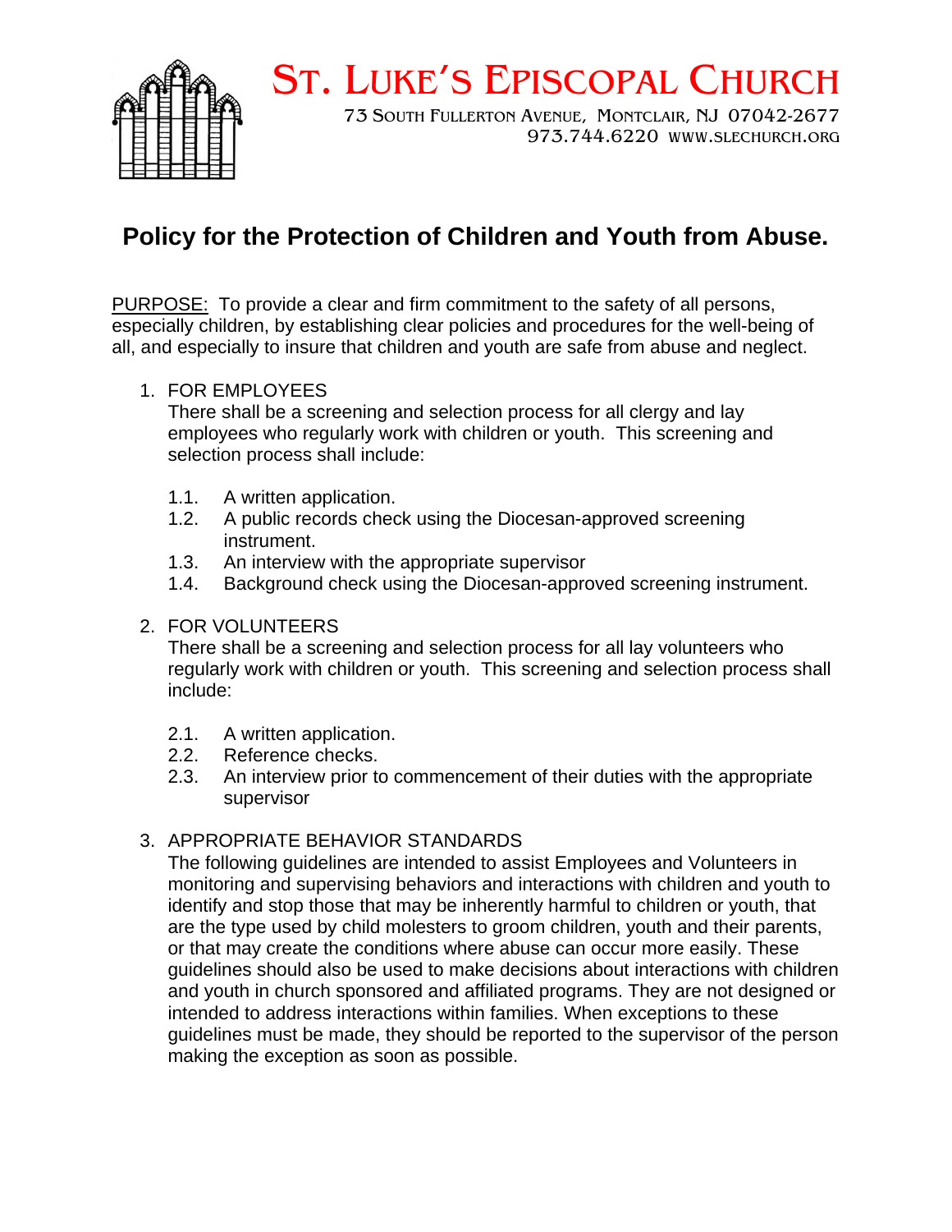# ST. LUKE'S EPISCOPAL CHURCH

73 SOUTH FULLERTON AVENUE, MONTCLAIR, NJ 07042-2677
973.744.6220 WWW.SLECHURCH.ORG

## Policy for the Protection of Children and Youth from Abuse.

PURPOSE: To provide a clear and firm commitment to the safety of all persons, especially children, by establishing clear policies and procedures for the well-being of all, and especially to insure that children and youth are safe from abuse and neglect.

1. FOR EMPLOYEES
   There shall be a screening and selection process for all clergy and lay employees who regularly work with children or youth. This screening and selection process shall include:

   1.1. A written application.
   1.2. A public records check using the Diocesan-approved screening instrument.
   1.3. An interview with the appropriate supervisor
   1.4. Background check using the Diocesan-approved screening instrument.

2. FOR VOLUNTEERS
   There shall be a screening and selection process for all lay volunteers who regularly work with children or youth. This screening and selection process shall include:

   2.1. A written application.
   2.2. Reference checks.
   2.3. An interview prior to commencement of their duties with the appropriate supervisor

3. APPROPRIATE BEHAVIOR STANDARDS
   The following guidelines are intended to assist Employees and Volunteers in monitoring and supervising behaviors and interactions with children and youth to identify and stop those that may be inherently harmful to children or youth, that are the type used by child molesters to groom children, youth and their parents, or that may create the conditions where abuse can occur more easily. These guidelines should also be used to make decisions about interactions with children and youth in church sponsored and affiliated programs. They are not designed or intended to address interactions within families. When exceptions to these guidelines must be made, they should be reported to the supervisor of the person making the exception as soon as possible.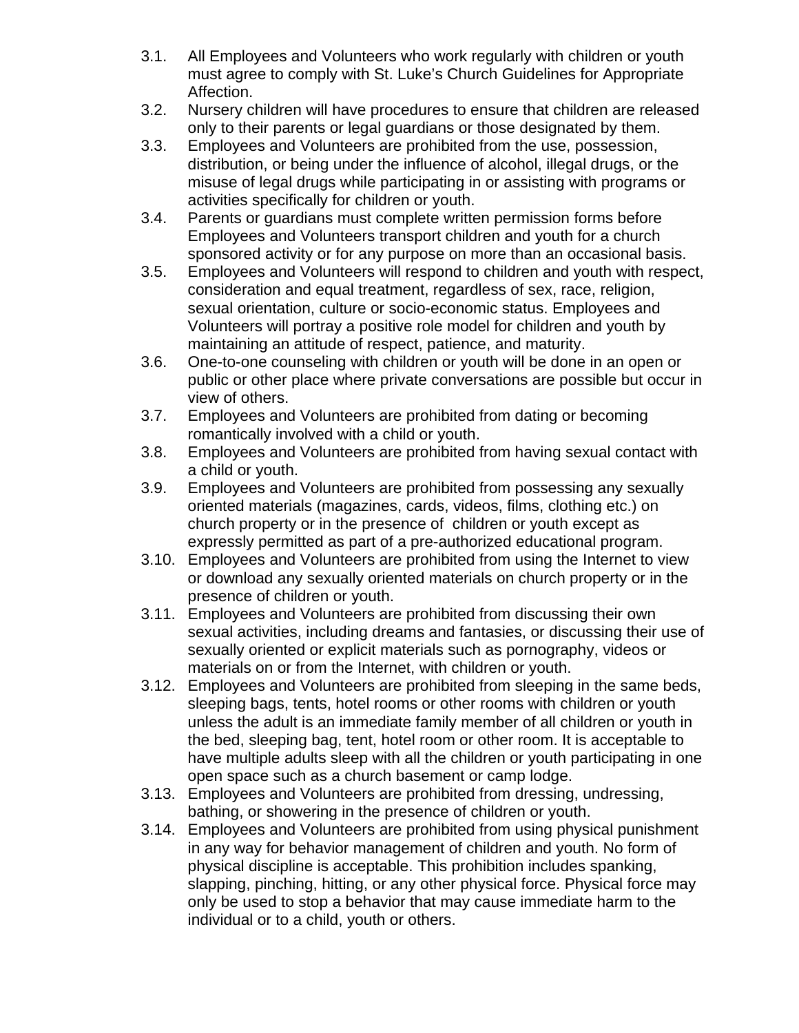3.1. All Employees and Volunteers who work regularly with children or youth must agree to comply with St. Luke's Church Guidelines for Appropriate Affection.

3.2. Nursery children will have procedures to ensure that children are released only to their parents or legal guardians or those designated by them.

3.3. Employees and Volunteers are prohibited from the use, possession, distribution, or being under the influence of alcohol, illegal drugs, or the misuse of legal drugs while participating in or assisting with programs or activities specifically for children or youth.

3.4. Parents or guardians must complete written permission forms before Employees and Volunteers transport children and youth for a church sponsored activity or for any purpose on more than an occasional basis.

3.5. Employees and Volunteers will respond to children and youth with respect, consideration and equal treatment, regardless of sex, race, religion, sexual orientation, culture or socio-economic status. Employees and Volunteers will portray a positive role model for children and youth by maintaining an attitude of respect, patience, and maturity.

3.6. One-to-one counseling with children or youth will be done in an open or public or other place where private conversations are possible but occur in view of others.

3.7. Employees and Volunteers are prohibited from dating or becoming romantically involved with a child or youth.

3.8. Employees and Volunteers are prohibited from having sexual contact with a child or youth.

3.9. Employees and Volunteers are prohibited from possessing any sexually oriented materials (magazines, cards, videos, films, clothing etc.) on church property or in the presence of children or youth except as expressly permitted as part of a pre-authorized educational program.

3.10. Employees and Volunteers are prohibited from using the Internet to view or download any sexually oriented materials on church property or in the presence of children or youth.

3.11. Employees and Volunteers are prohibited from discussing their own sexual activities, including dreams and fantasies, or discussing their use of sexually oriented or explicit materials such as pornography, videos or materials on or from the Internet, with children or youth.

3.12. Employees and Volunteers are prohibited from sleeping in the same beds, sleeping bags, tents, hotel rooms or other rooms with children or youth unless the adult is an immediate family member of all children or youth in the bed, sleeping bag, tent, hotel room or other room. It is acceptable to have multiple adults sleep with all the children or youth participating in one open space such as a church basement or camp lodge.

3.13. Employees and Volunteers are prohibited from dressing, undressing, bathing, or showering in the presence of children or youth.

3.14. Employees and Volunteers are prohibited from using physical punishment in any way for behavior management of children and youth. No form of physical discipline is acceptable. This prohibition includes spanking, slapping, pinching, hitting, or any other physical force. Physical force may only be used to stop a behavior that may cause immediate harm to the individual or to a child, youth or others.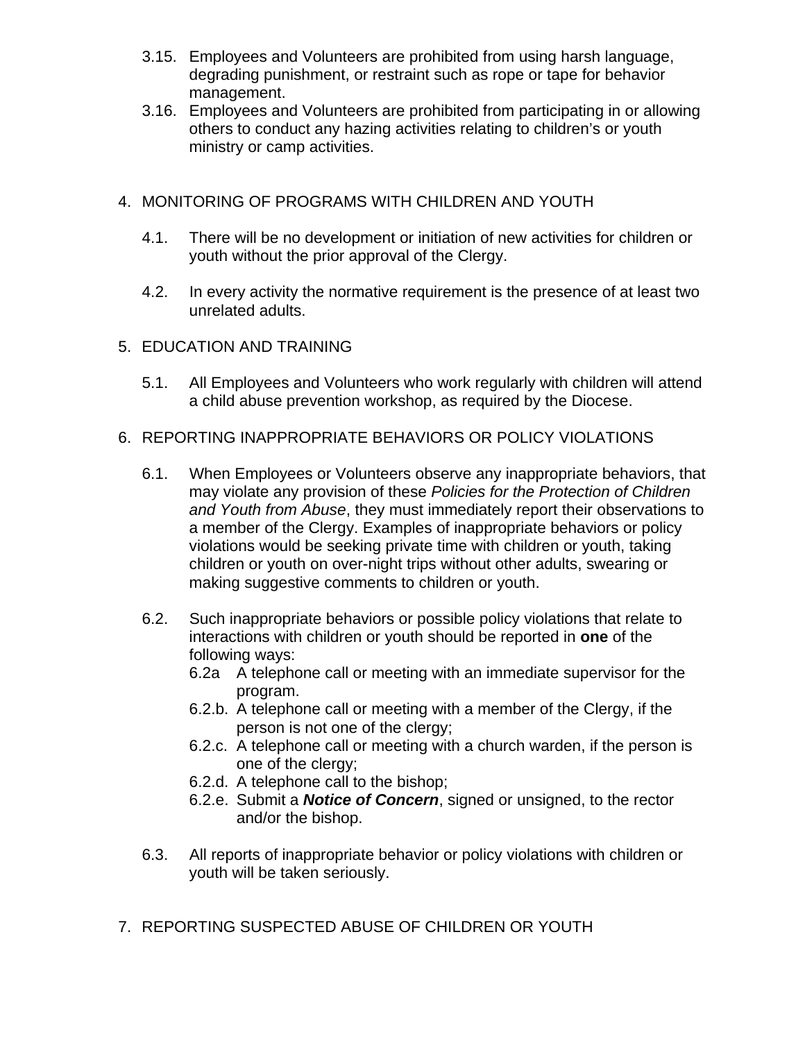3.15. Employees and Volunteers are prohibited from using harsh language, degrading punishment, or restraint such as rope or tape for behavior management.

3.16. Employees and Volunteers are prohibited from participating in or allowing others to conduct any hazing activities relating to children's or youth ministry or camp activities.

## 4. MONITORING OF PROGRAMS WITH CHILDREN AND YOUTH

4.1. There will be no development or initiation of new activities for children or youth without the prior approval of the Clergy.

4.2. In every activity the normative requirement is the presence of at least two unrelated adults.

## 5. EDUCATION AND TRAINING

5.1. All Employees and Volunteers who work regularly with children will attend a child abuse prevention workshop, as required by the Diocese.

## 6. REPORTING INAPPROPRIATE BEHAVIORS OR POLICY VIOLATIONS

6.1. When Employees or Volunteers observe any inappropriate behaviors, that may violate any provision of these *Policies for the Protection of Children and Youth from Abuse*, they must immediately report their observations to a member of the Clergy. Examples of inappropriate behaviors or policy violations would be seeking private time with children or youth, taking children or youth on over-night trips without other adults, swearing or making suggestive comments to children or youth.

6.2. Such inappropriate behaviors or possible policy violations that relate to interactions with children or youth should be reported in **one** of the following ways:

- 6.2a A telephone call or meeting with an immediate supervisor for the program.
- 6.2.b. A telephone call or meeting with a member of the Clergy, if the person is not one of the clergy;
- 6.2.c. A telephone call or meeting with a church warden, if the person is one of the clergy;
- 6.2.d. A telephone call to the bishop;
- 6.2.e. Submit a ***Notice of Concern***, signed or unsigned, to the rector and/or the bishop.

6.3. All reports of inappropriate behavior or policy violations with children or youth will be taken seriously.

## 7. REPORTING SUSPECTED ABUSE OF CHILDREN OR YOUTH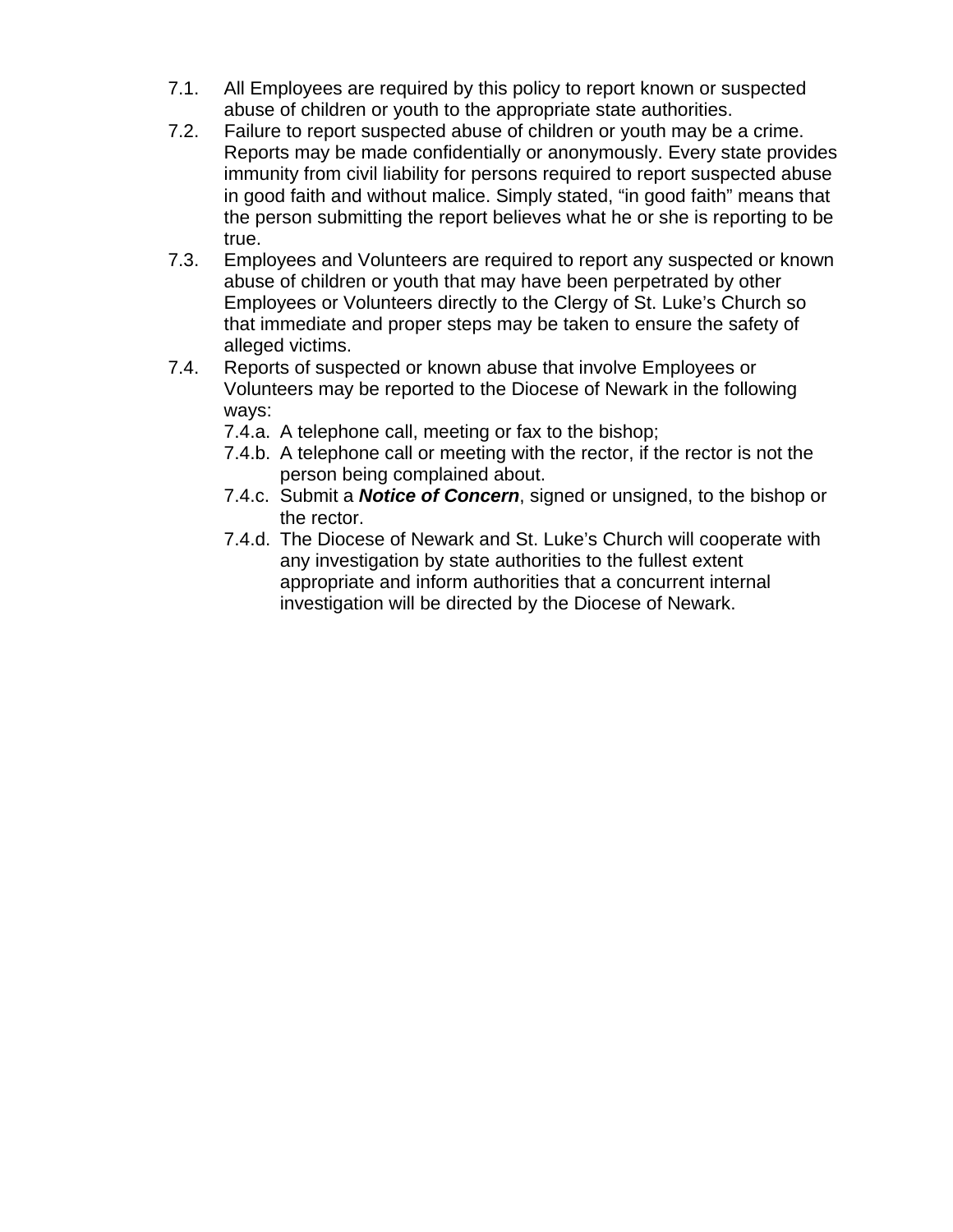7.1. All Employees are required by this policy to report known or suspected abuse of children or youth to the appropriate state authorities.

7.2. Failure to report suspected abuse of children or youth may be a crime. Reports may be made confidentially or anonymously. Every state provides immunity from civil liability for persons required to report suspected abuse in good faith and without malice. Simply stated, "in good faith" means that the person submitting the report believes what he or she is reporting to be true.

7.3. Employees and Volunteers are required to report any suspected or known abuse of children or youth that may have been perpetrated by other Employees or Volunteers directly to the Clergy of St. Luke's Church so that immediate and proper steps may be taken to ensure the safety of alleged victims.

7.4. Reports of suspected or known abuse that involve Employees or Volunteers may be reported to the Diocese of Newark in the following ways:

- 7.4.a. A telephone call, meeting or fax to the bishop;
- 7.4.b. A telephone call or meeting with the rector, if the rector is not the person being complained about.
- 7.4.c. Submit a ***Notice of Concern***, signed or unsigned, to the bishop or the rector.
- 7.4.d. The Diocese of Newark and St. Luke's Church will cooperate with any investigation by state authorities to the fullest extent appropriate and inform authorities that a concurrent internal investigation will be directed by the Diocese of Newark.